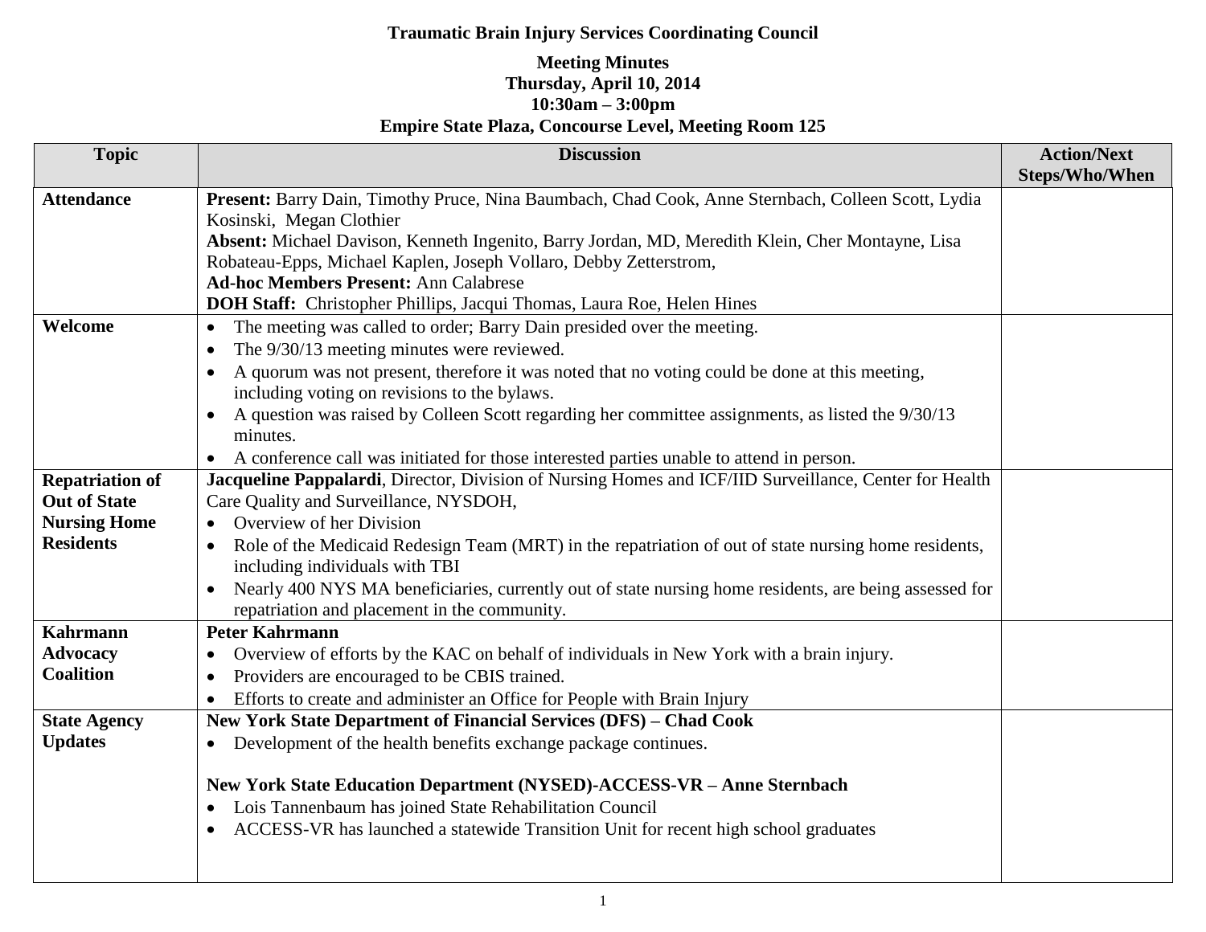**Traumatic Brain Injury Services Coordinating Council**

**Meeting Minutes**
**Thursday, April 10, 2014**
**10:30am – 3:00pm**
**Empire State Plaza, Concourse Level, Meeting Room 125**

| Topic | Discussion | Action/Next Steps/Who/When |
|---|---|---|
| **Attendance** | **Present:** Barry Dain, Timothy Pruce, Nina Baumbach, Chad Cook, Anne Sternbach, Colleen Scott, Lydia Kosinski, Megan Clothier<br>**Absent:** Michael Davison, Kenneth Ingenito, Barry Jordan, MD, Meredith Klein, Cher Montayne, Lisa Robateau-Epps, Michael Kaplen, Joseph Vollaro, Debby Zetterstrom,<br>**Ad-hoc Members Present:** Ann Calabrese<br>**DOH Staff:** Christopher Phillips, Jacqui Thomas, Laura Roe, Helen Hines | |
| **Welcome** | • The meeting was called to order; Barry Dain presided over the meeting.<br>• The 9/30/13 meeting minutes were reviewed.<br>• A quorum was not present, therefore it was noted that no voting could be done at this meeting, including voting on revisions to the bylaws.<br>• A question was raised by Colleen Scott regarding her committee assignments, as listed the 9/30/13 minutes.<br>• A conference call was initiated for those interested parties unable to attend in person. | |
| **Repatriation of Out of State Nursing Home Residents** | **Jacqueline Pappalardi**, Director, Division of Nursing Homes and ICF/IID Surveillance, Center for Health Care Quality and Surveillance, NYSDOH,<br>• Overview of her Division<br>• Role of the Medicaid Redesign Team (MRT) in the repatriation of out of state nursing home residents, including individuals with TBI<br>• Nearly 400 NYS MA beneficiaries, currently out of state nursing home residents, are being assessed for repatriation and placement in the community. | |
| **Kahrmann Advocacy Coalition** | **Peter Kahrmann**<br>• Overview of efforts by the KAC on behalf of individuals in New York with a brain injury.<br>• Providers are encouraged to be CBIS trained.<br>• Efforts to create and administer an Office for People with Brain Injury | |
| **State Agency Updates** | **New York State Department of Financial Services (DFS) – Chad Cook**<br>• Development of the health benefits exchange package continues.<br><br>**New York State Education Department (NYSED)-ACCESS-VR – Anne Sternbach**<br>• Lois Tannenbaum has joined State Rehabilitation Council<br>• ACCESS-VR has launched a statewide Transition Unit for recent high school graduates | |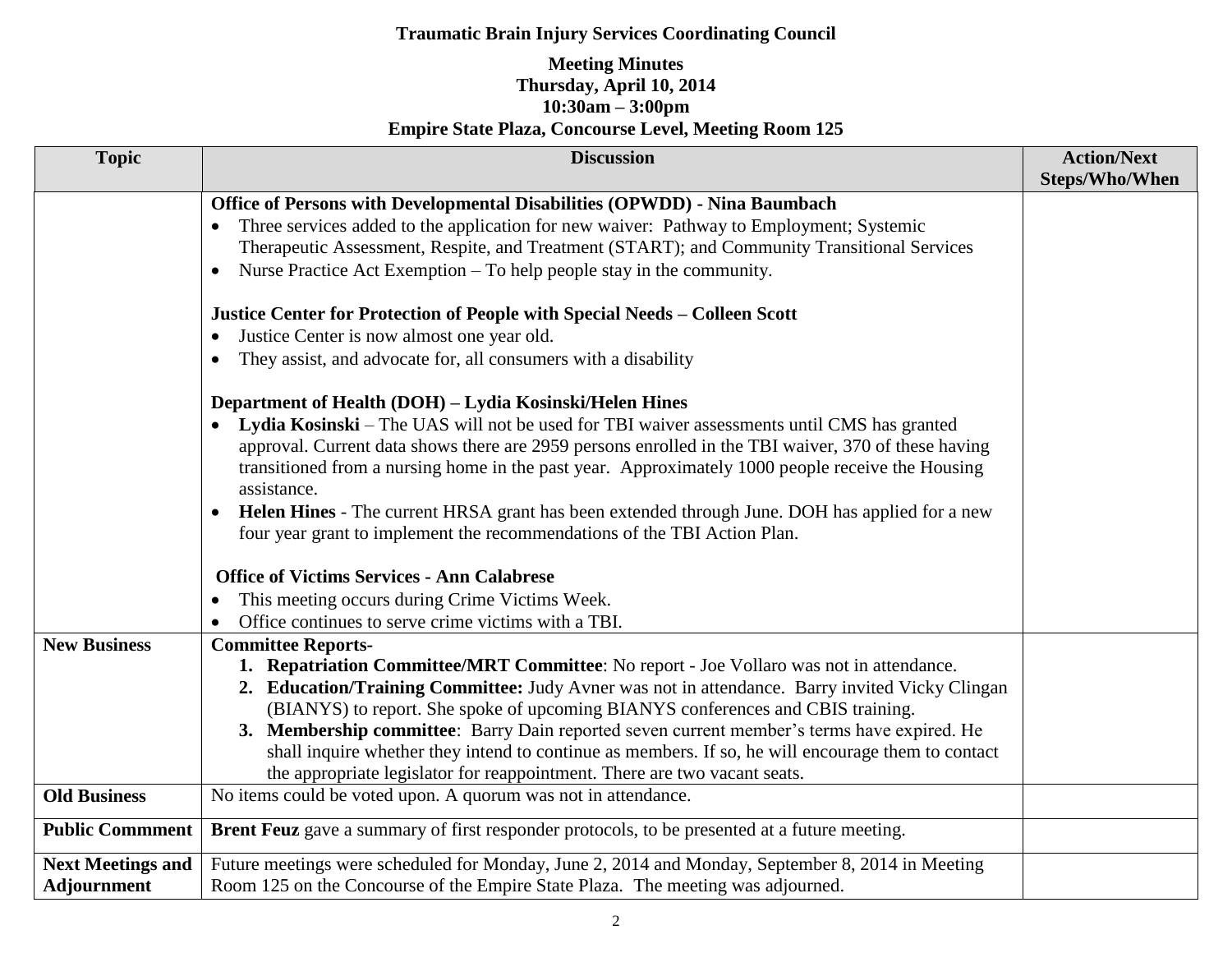# Traumatic Brain Injury Services Coordinating Council

## Meeting Minutes
## Thursday, April 10, 2014
## 10:30am – 3:00pm
## Empire State Plaza, Concourse Level, Meeting Room 125

| Topic | Discussion | Action/Next Steps/Who/When |
|---|---|---|
| | **Office of Persons with Developmental Disabilities (OPWDD) - Nina Baumbach**<br>• Three services added to the application for new waiver: Pathway to Employment; Systemic Therapeutic Assessment, Respite, and Treatment (START); and Community Transitional Services<br>• Nurse Practice Act Exemption – To help people stay in the community.<br><br>**Justice Center for Protection of People with Special Needs – Colleen Scott**<br>• Justice Center is now almost one year old.<br>• They assist, and advocate for, all consumers with a disability<br><br>**Department of Health (DOH) – Lydia Kosinski/Helen Hines**<br>• **Lydia Kosinski** – The UAS will not be used for TBI waiver assessments until CMS has granted approval. Current data shows there are 2959 persons enrolled in the TBI waiver, 370 of these having transitioned from a nursing home in the past year. Approximately 1000 people receive the Housing assistance.<br>• **Helen Hines** - The current HRSA grant has been extended through June. DOH has applied for a new four year grant to implement the recommendations of the TBI Action Plan.<br><br>**Office of Victims Services - Ann Calabrese**<br>• This meeting occurs during Crime Victims Week.<br>• Office continues to serve crime victims with a TBI. | |
| **New Business** | **Committee Reports-**<br>1. **Repatriation Committee/MRT Committee**: No report - Joe Vollaro was not in attendance.<br>2. **Education/Training Committee:** Judy Avner was not in attendance. Barry invited Vicky Clingan (BIANYS) to report. She spoke of upcoming BIANYS conferences and CBIS training.<br>3. **Membership committee**: Barry Dain reported seven current member's terms have expired. He shall inquire whether they intend to continue as members. If so, he will encourage them to contact the appropriate legislator for reappointment. There are two vacant seats. | |
| **Old Business** | No items could be voted upon. A quorum was not in attendance. | |
| **Public Commment** | **Brent Feuz** gave a summary of first responder protocols, to be presented at a future meeting. | |
| **Next Meetings and Adjournment** | Future meetings were scheduled for Monday, June 2, 2014 and Monday, September 8, 2014 in Meeting Room 125 on the Concourse of the Empire State Plaza. The meeting was adjourned. | |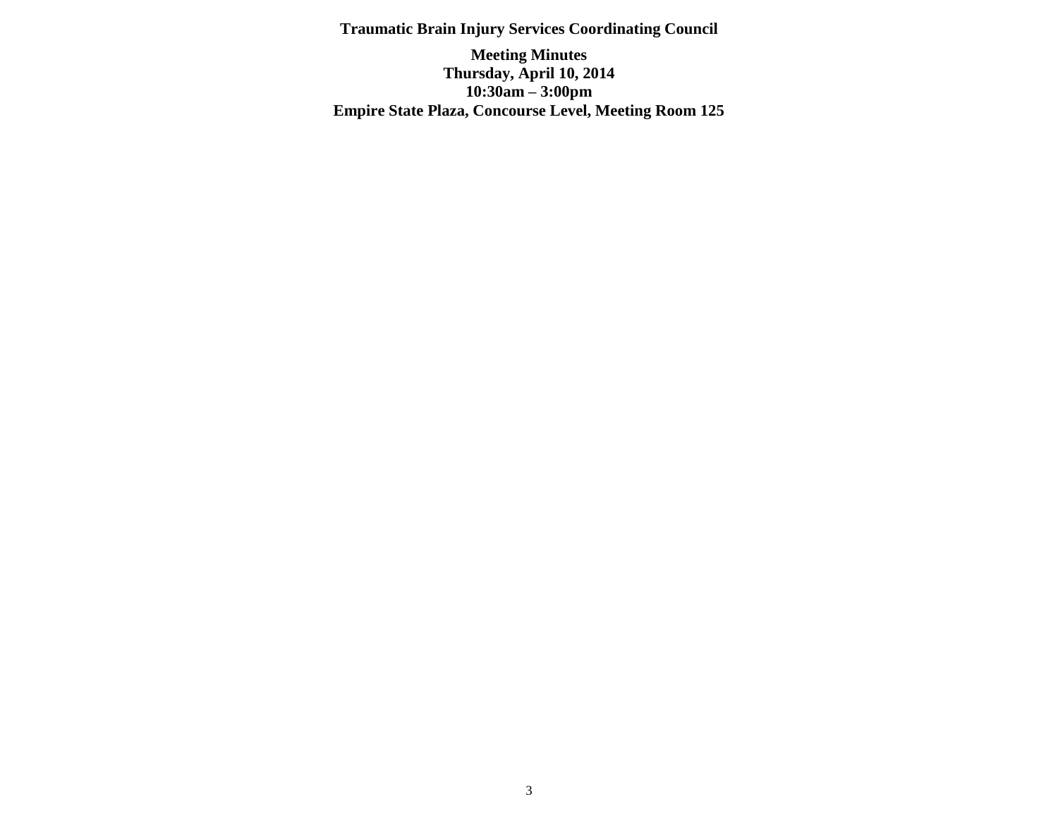**Traumatic Brain Injury Services Coordinating Council**

**Meeting Minutes**
**Thursday, April 10, 2014**
**10:30am – 3:00pm**
**Empire State Plaza, Concourse Level, Meeting Room 125**